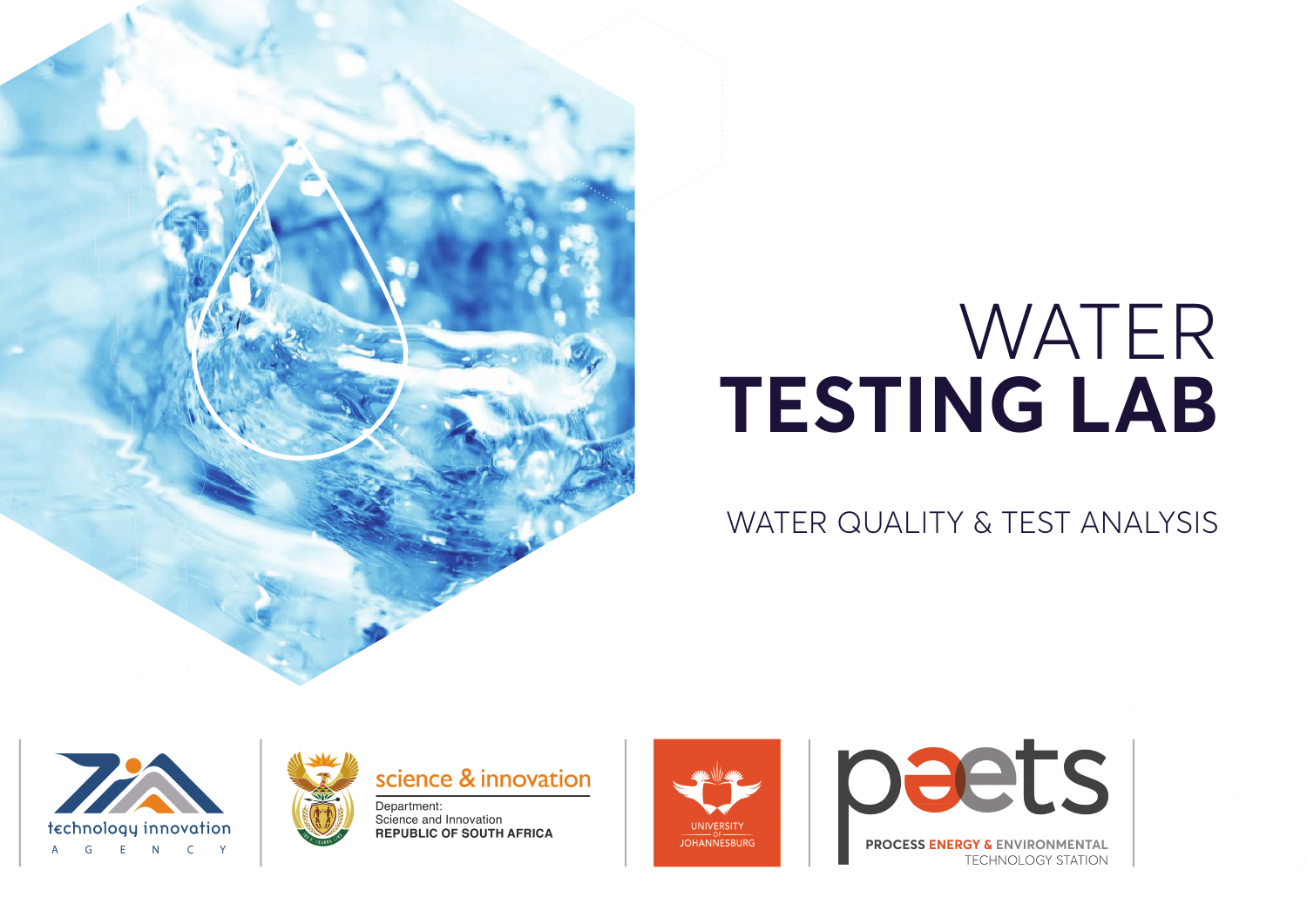# WATER TESTING LAB

## WATER QUALITY & TEST ANALYSIS

technology innovation AGENCY

science & innovation
Department:
Science and Innovation
**REPUBLIC OF SOUTH AFRICA**

UNIVERSITY OF JOHANNESBURG

paets
PROCESS ENERGY & ENVIRONMENTAL TECHNOLOGY STATION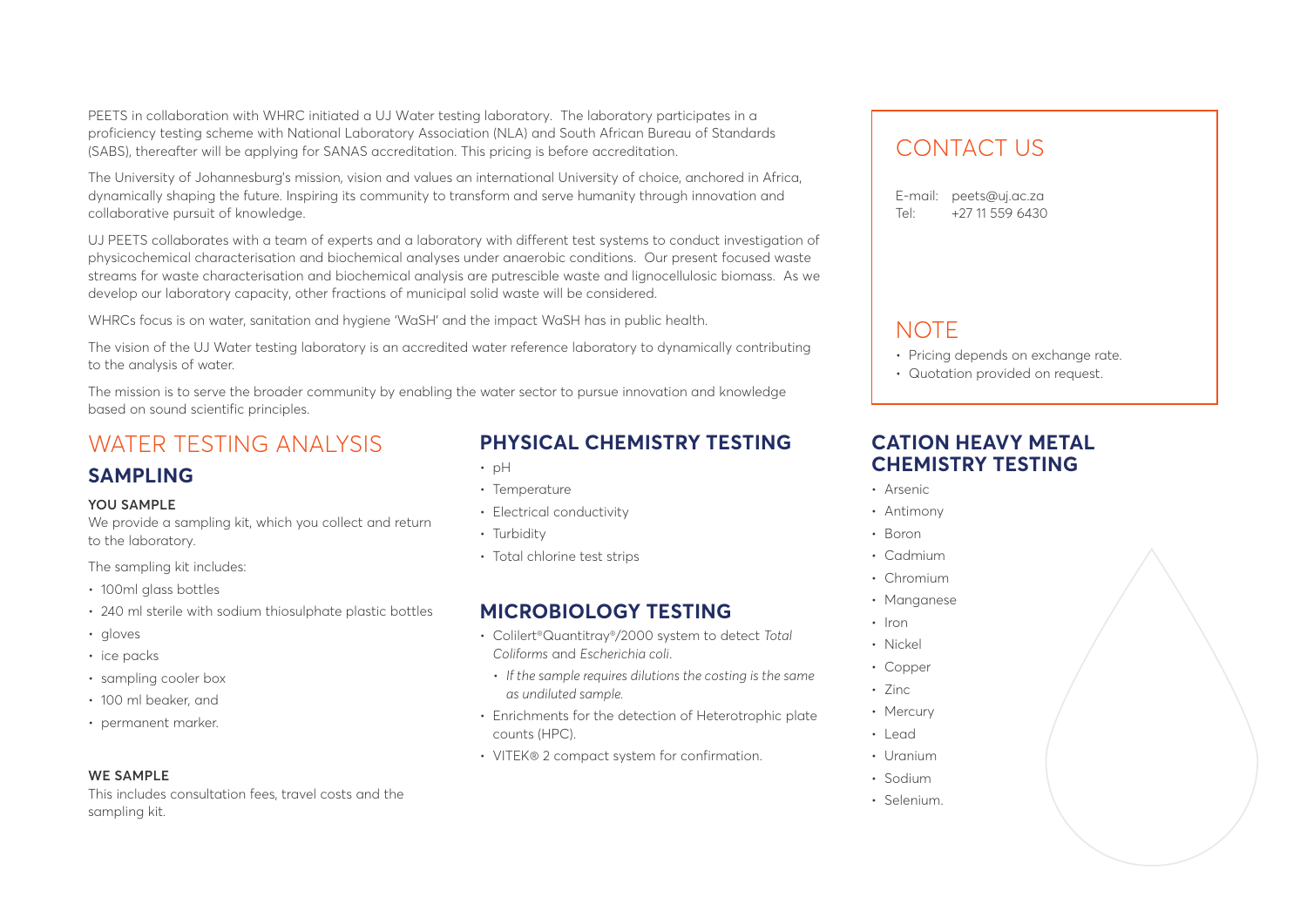PEETS in collaboration with WHRC initiated a UJ Water testing laboratory. The laboratory participates in a proficiency testing scheme with National Laboratory Association (NLA) and South African Bureau of Standards (SABS), thereafter will be applying for SANAS accreditation. This pricing is before accreditation.

The University of Johannesburg's mission, vision and values an international University of choice, anchored in Africa, dynamically shaping the future. Inspiring its community to transform and serve humanity through innovation and collaborative pursuit of knowledge.

UJ PEETS collaborates with a team of experts and a laboratory with different test systems to conduct investigation of physicochemical characterisation and biochemical analyses under anaerobic conditions. Our present focused waste streams for waste characterisation and biochemical analysis are putrescible waste and lignocellulosic biomass. As we develop our laboratory capacity, other fractions of municipal solid waste will be considered.

WHRCs focus is on water, sanitation and hygiene 'WaSH' and the impact WaSH has in public health.

The vision of the UJ Water testing laboratory is an accredited water reference laboratory to dynamically contributing to the analysis of water.

The mission is to serve the broader community by enabling the water sector to pursue innovation and knowledge based on sound scientific principles.

# WATER TESTING ANALYSIS

## SAMPLING

### YOU SAMPLE

We provide a sampling kit, which you collect and return to the laboratory.

The sampling kit includes:

- 100ml glass bottles
- 240 ml sterile with sodium thiosulphate plastic bottles
- gloves
- ice packs
- sampling cooler box
- 100 ml beaker, and
- permanent marker.

### WE SAMPLE

This includes consultation fees, travel costs and the sampling kit.

## PHYSICAL CHEMISTRY TESTING

- pH
- Temperature
- Electrical conductivity
- Turbidity
- Total chlorine test strips

## MICROBIOLOGY TESTING

- Colilert®Quantitray®/2000 system to detect *Total Coliforms* and *Escherichia coli*.
  - *If the sample requires dilutions the costing is the same as undiluted sample.*
- Enrichments for the detection of Heterotrophic plate counts (HPC).
- VITEK® 2 compact system for confirmation.

# CONTACT US

E-mail: peets@uj.ac.za
Tel: +27 11 559 6430

# NOTE

- Pricing depends on exchange rate.
- Quotation provided on request.

## CATION HEAVY METAL CHEMISTRY TESTING

- Arsenic
- Antimony
- Boron
- Cadmium
- Chromium
- Manganese
- Iron
- Nickel
- Copper
- Zinc
- Mercury
- Lead
- Uranium
- Sodium
- Selenium.